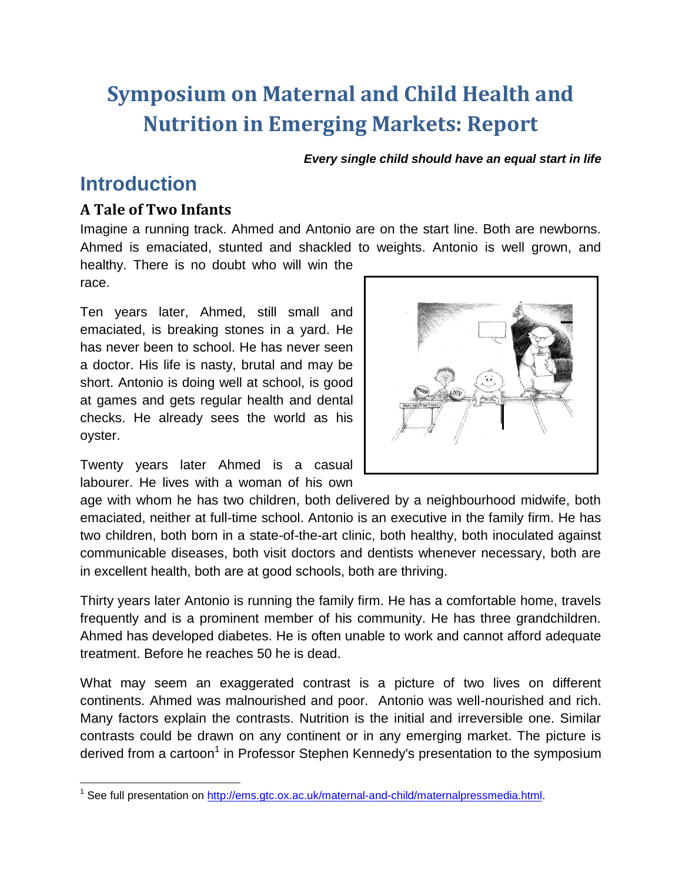# Symposium on Maternal and Child Health and Nutrition in Emerging Markets: Report

***Every single child should have an equal start in life***

## Introduction

### A Tale of Two Infants

Imagine a running track. Ahmed and Antonio are on the start line. Both are newborns. Ahmed is emaciated, stunted and shackled to weights. Antonio is well grown, and healthy. There is no doubt who will win the race.

Ten years later, Ahmed, still small and emaciated, is breaking stones in a yard. He has never been to school. He has never seen a doctor. His life is nasty, brutal and may be short. Antonio is doing well at school, is good at games and gets regular health and dental checks. He already sees the world as his oyster.

Twenty years later Ahmed is a casual labourer. He lives with a woman of his own age with whom he has two children, both delivered by a neighbourhood midwife, both emaciated, neither at full-time school. Antonio is an executive in the family firm. He has two children, both born in a state-of-the-art clinic, both healthy, both inoculated against communicable diseases, both visit doctors and dentists whenever necessary, both are in excellent health, both are at good schools, both are thriving.

Thirty years later Antonio is running the family firm. He has a comfortable home, travels frequently and is a prominent member of his community. He has three grandchildren. Ahmed has developed diabetes. He is often unable to work and cannot afford adequate treatment. Before he reaches 50 he is dead.

What may seem an exaggerated contrast is a picture of two lives on different continents. Ahmed was malnourished and poor. Antonio was well-nourished and rich. Many factors explain the contrasts. Nutrition is the initial and irreversible one. Similar contrasts could be drawn on any continent or in any emerging market. The picture is derived from a cartoon[1] in Professor Stephen Kennedy's presentation to the symposium

[1] See full presentation on http://ems.gtc.ox.ac.uk/maternal-and-child/maternalpressmedia.html.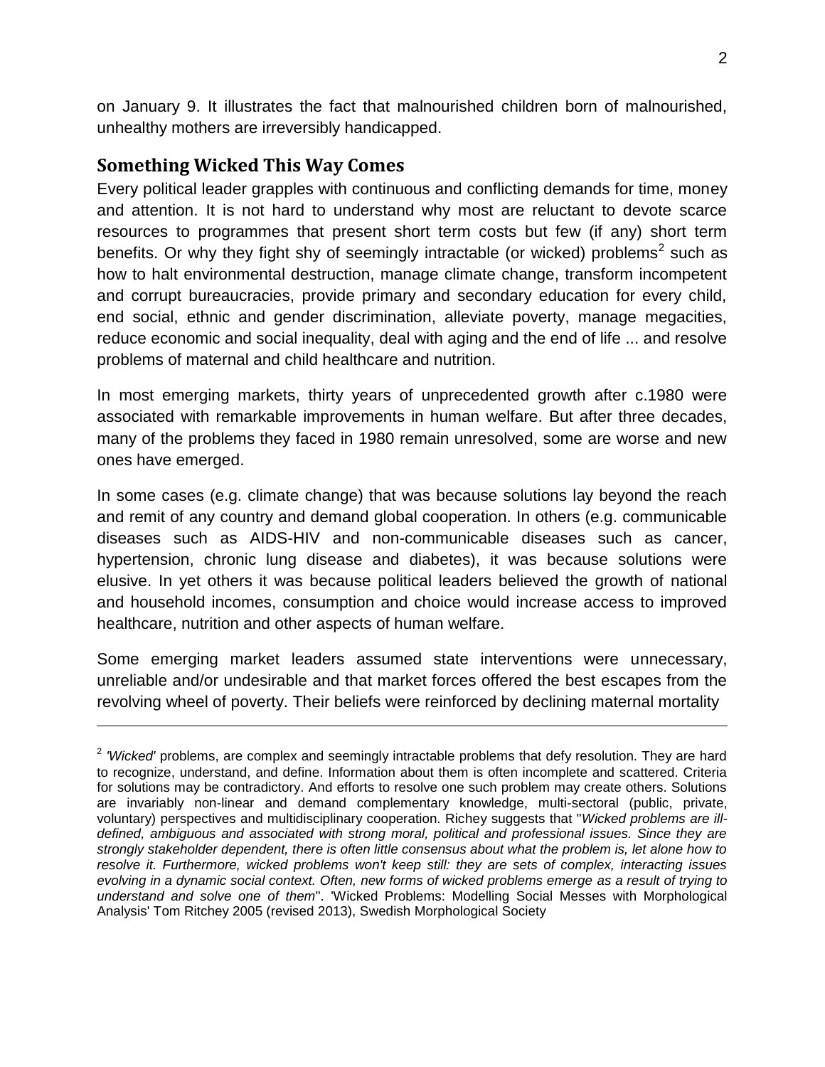on January 9. It illustrates the fact that malnourished children born of malnourished, unhealthy mothers are irreversibly handicapped.

## Something Wicked This Way Comes

Every political leader grapples with continuous and conflicting demands for time, money and attention. It is not hard to understand why most are reluctant to devote scarce resources to programmes that present short term costs but few (if any) short term benefits. Or why they fight shy of seemingly intractable (or wicked) problems[2] such as how to halt environmental destruction, manage climate change, transform incompetent and corrupt bureaucracies, provide primary and secondary education for every child, end social, ethnic and gender discrimination, alleviate poverty, manage megacities, reduce economic and social inequality, deal with aging and the end of life ... and resolve problems of maternal and child healthcare and nutrition.

In most emerging markets, thirty years of unprecedented growth after c.1980 were associated with remarkable improvements in human welfare. But after three decades, many of the problems they faced in 1980 remain unresolved, some are worse and new ones have emerged.

In some cases (e.g. climate change) that was because solutions lay beyond the reach and remit of any country and demand global cooperation. In others (e.g. communicable diseases such as AIDS-HIV and non-communicable diseases such as cancer, hypertension, chronic lung disease and diabetes), it was because solutions were elusive. In yet others it was because political leaders believed the growth of national and household incomes, consumption and choice would increase access to improved healthcare, nutrition and other aspects of human welfare.

Some emerging market leaders assumed state interventions were unnecessary, unreliable and/or undesirable and that market forces offered the best escapes from the revolving wheel of poverty. Their beliefs were reinforced by declining maternal mortality

---

[2] *'Wicked'* problems, are complex and seemingly intractable problems that defy resolution. They are hard to recognize, understand, and define. Information about them is often incomplete and scattered. Criteria for solutions may be contradictory. And efforts to resolve one such problem may create others. Solutions are invariably non-linear and demand complementary knowledge, multi-sectoral (public, private, voluntary) perspectives and multidisciplinary cooperation. Richey suggests that "*Wicked problems are ill-defined, ambiguous and associated with strong moral, political and professional issues. Since they are strongly stakeholder dependent, there is often little consensus about what the problem is, let alone how to resolve it. Furthermore, wicked problems won't keep still: they are sets of complex, interacting issues evolving in a dynamic social context. Often, new forms of wicked problems emerge as a result of trying to understand and solve one of them*". 'Wicked Problems: Modelling Social Messes with Morphological Analysis' Tom Ritchey 2005 (revised 2013), Swedish Morphological Society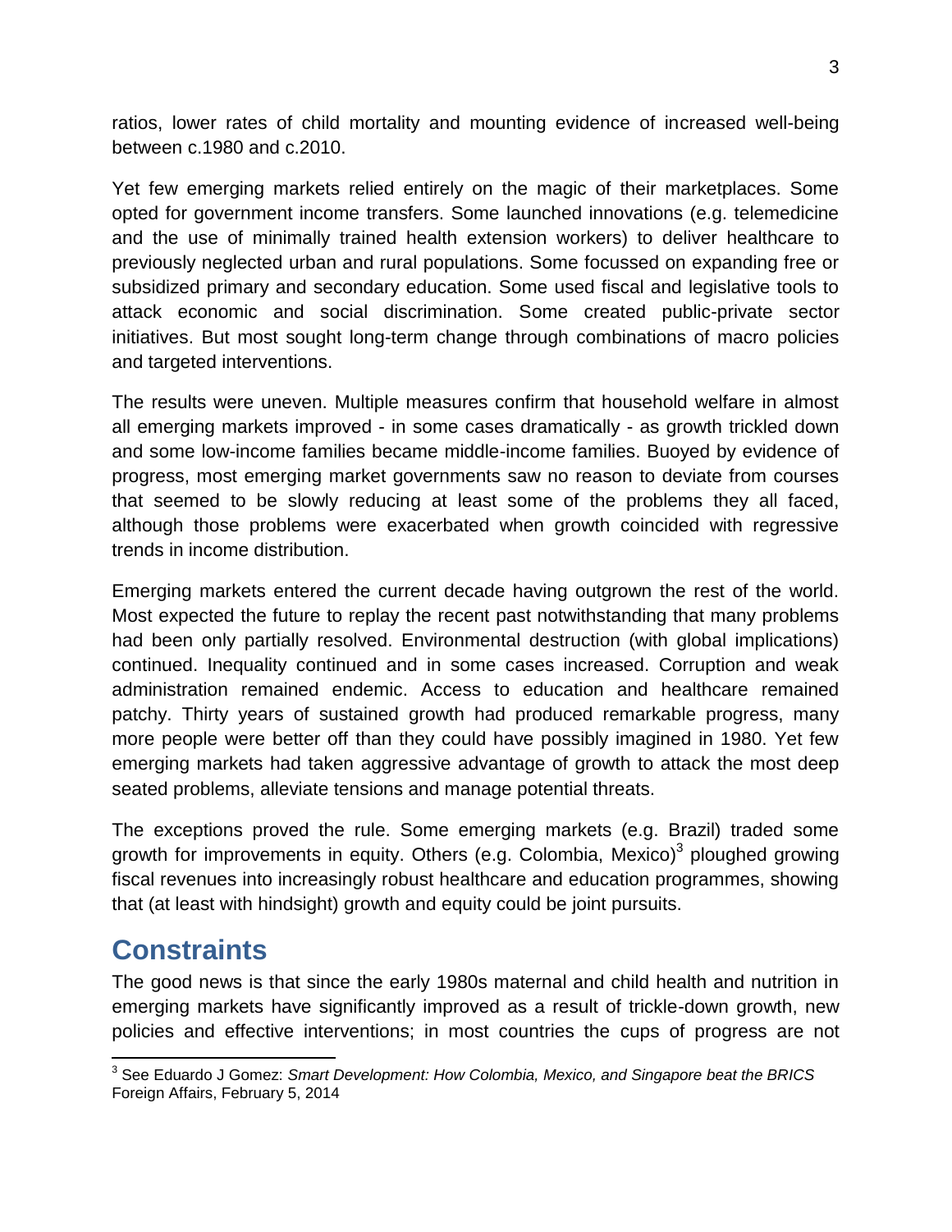ratios, lower rates of child mortality and mounting evidence of increased well-being between c.1980 and c.2010.

Yet few emerging markets relied entirely on the magic of their marketplaces. Some opted for government income transfers. Some launched innovations (e.g. telemedicine and the use of minimally trained health extension workers) to deliver healthcare to previously neglected urban and rural populations. Some focussed on expanding free or subsidized primary and secondary education. Some used fiscal and legislative tools to attack economic and social discrimination. Some created public-private sector initiatives. But most sought long-term change through combinations of macro policies and targeted interventions.

The results were uneven. Multiple measures confirm that household welfare in almost all emerging markets improved - in some cases dramatically - as growth trickled down and some low-income families became middle-income families. Buoyed by evidence of progress, most emerging market governments saw no reason to deviate from courses that seemed to be slowly reducing at least some of the problems they all faced, although those problems were exacerbated when growth coincided with regressive trends in income distribution.

Emerging markets entered the current decade having outgrown the rest of the world. Most expected the future to replay the recent past notwithstanding that many problems had been only partially resolved. Environmental destruction (with global implications) continued. Inequality continued and in some cases increased. Corruption and weak administration remained endemic. Access to education and healthcare remained patchy. Thirty years of sustained growth had produced remarkable progress, many more people were better off than they could have possibly imagined in 1980. Yet few emerging markets had taken aggressive advantage of growth to attack the most deep seated problems, alleviate tensions and manage potential threats.

The exceptions proved the rule. Some emerging markets (e.g. Brazil) traded some growth for improvements in equity. Others (e.g. Colombia, Mexico)[3] ploughed growing fiscal revenues into increasingly robust healthcare and education programmes, showing that (at least with hindsight) growth and equity could be joint pursuits.

## Constraints

The good news is that since the early 1980s maternal and child health and nutrition in emerging markets have significantly improved as a result of trickle-down growth, new policies and effective interventions; in most countries the cups of progress are not

---

[3] See Eduardo J Gomez: *Smart Development: How Colombia, Mexico, and Singapore beat the BRICS* Foreign Affairs, February 5, 2014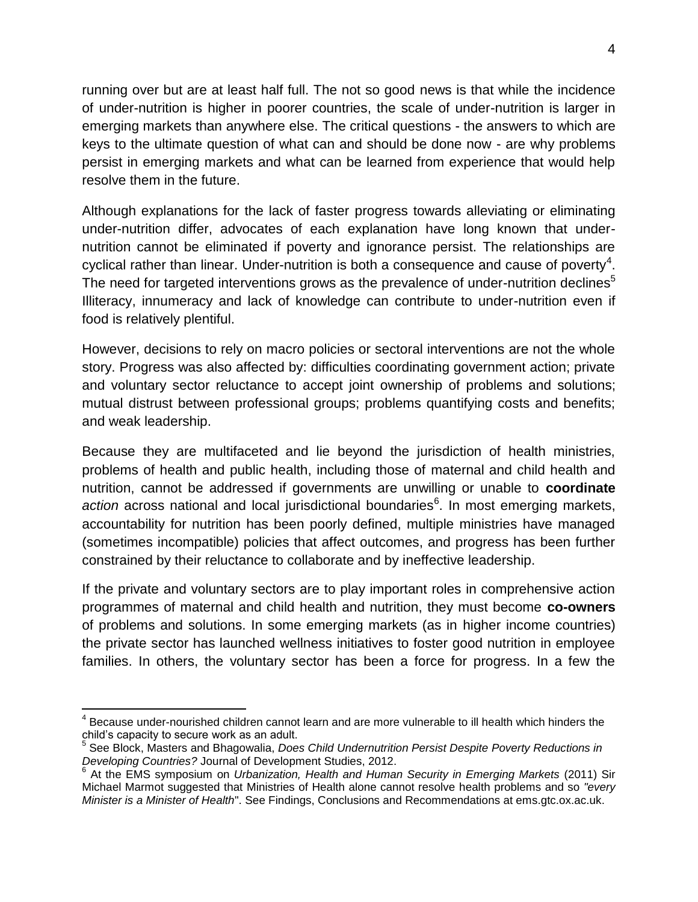running over but are at least half full. The not so good news is that while the incidence of under-nutrition is higher in poorer countries, the scale of under-nutrition is larger in emerging markets than anywhere else. The critical questions - the answers to which are keys to the ultimate question of what can and should be done now - are why problems persist in emerging markets and what can be learned from experience that would help resolve them in the future.

Although explanations for the lack of faster progress towards alleviating or eliminating under-nutrition differ, advocates of each explanation have long known that under-nutrition cannot be eliminated if poverty and ignorance persist. The relationships are cyclical rather than linear. Under-nutrition is both a consequence and cause of poverty[4]. The need for targeted interventions grows as the prevalence of under-nutrition declines[5] Illiteracy, innumeracy and lack of knowledge can contribute to under-nutrition even if food is relatively plentiful.

However, decisions to rely on macro policies or sectoral interventions are not the whole story. Progress was also affected by: difficulties coordinating government action; private and voluntary sector reluctance to accept joint ownership of problems and solutions; mutual distrust between professional groups; problems quantifying costs and benefits; and weak leadership.

Because they are multifaceted and lie beyond the jurisdiction of health ministries, problems of health and public health, including those of maternal and child health and nutrition, cannot be addressed if governments are unwilling or unable to **coordinate** *action* across national and local jurisdictional boundaries[6]. In most emerging markets, accountability for nutrition has been poorly defined, multiple ministries have managed (sometimes incompatible) policies that affect outcomes, and progress has been further constrained by their reluctance to collaborate and by ineffective leadership.

If the private and voluntary sectors are to play important roles in comprehensive action programmes of maternal and child health and nutrition, they must become **co-owners** of problems and solutions. In some emerging markets (as in higher income countries) the private sector has launched wellness initiatives to foster good nutrition in employee families. In others, the voluntary sector has been a force for progress. In a few the

---

[4] Because under-nourished children cannot learn and are more vulnerable to ill health which hinders the child's capacity to secure work as an adult.

[5] See Block, Masters and Bhagowalia, *Does Child Undernutrition Persist Despite Poverty Reductions in Developing Countries?* Journal of Development Studies, 2012.

[6] At the EMS symposium on *Urbanization, Health and Human Security in Emerging Markets* (2011) Sir Michael Marmot suggested that Ministries of Health alone cannot resolve health problems and so *"every Minister is a Minister of Health*". See Findings, Conclusions and Recommendations at ems.gtc.ox.ac.uk.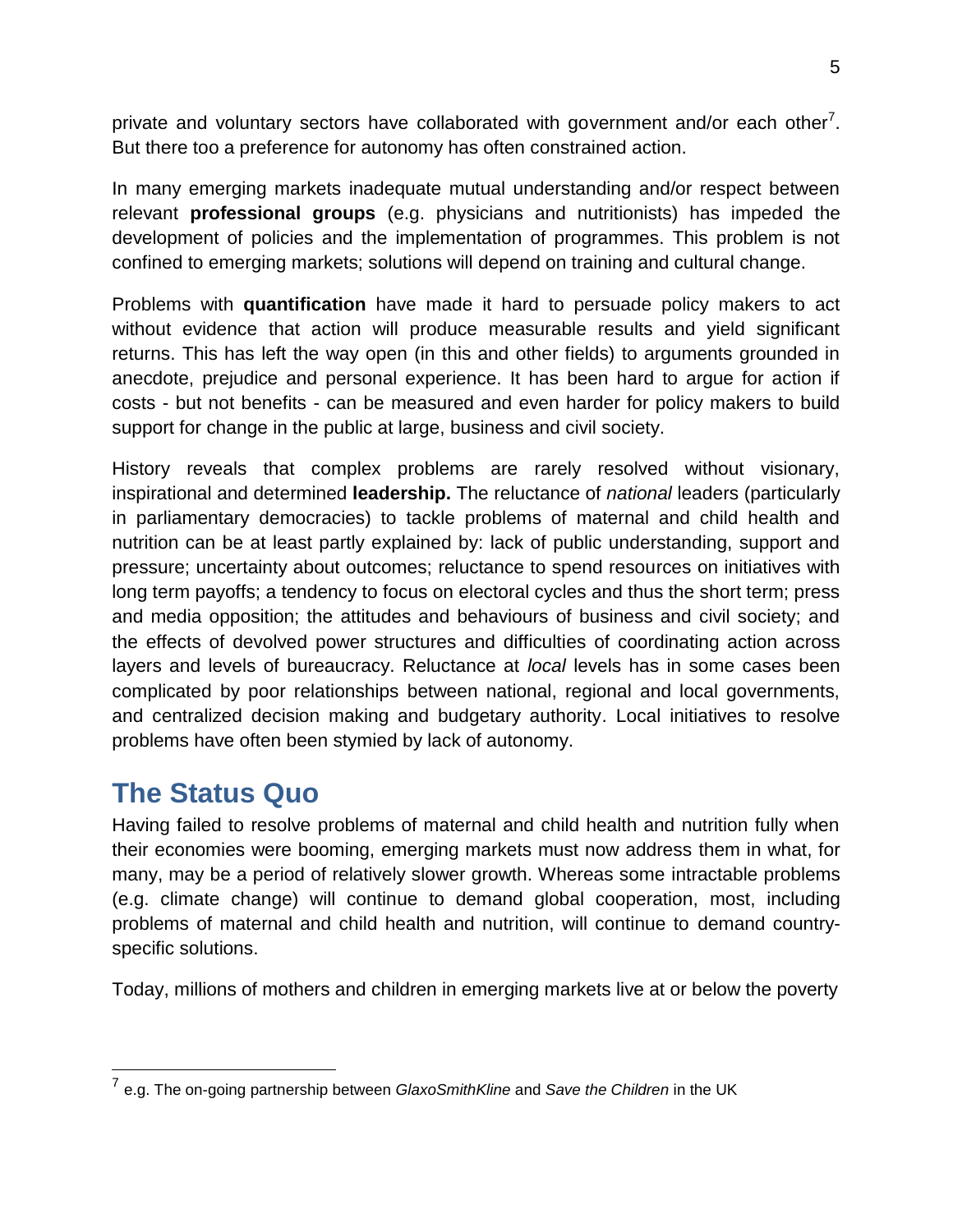private and voluntary sectors have collaborated with government and/or each other[7]. But there too a preference for autonomy has often constrained action.

In many emerging markets inadequate mutual understanding and/or respect between relevant **professional groups** (e.g. physicians and nutritionists) has impeded the development of policies and the implementation of programmes. This problem is not confined to emerging markets; solutions will depend on training and cultural change.

Problems with **quantification** have made it hard to persuade policy makers to act without evidence that action will produce measurable results and yield significant returns. This has left the way open (in this and other fields) to arguments grounded in anecdote, prejudice and personal experience. It has been hard to argue for action if costs - but not benefits - can be measured and even harder for policy makers to build support for change in the public at large, business and civil society.

History reveals that complex problems are rarely resolved without visionary, inspirational and determined **leadership.** The reluctance of *national* leaders (particularly in parliamentary democracies) to tackle problems of maternal and child health and nutrition can be at least partly explained by: lack of public understanding, support and pressure; uncertainty about outcomes; reluctance to spend resources on initiatives with long term payoffs; a tendency to focus on electoral cycles and thus the short term; press and media opposition; the attitudes and behaviours of business and civil society; and the effects of devolved power structures and difficulties of coordinating action across layers and levels of bureaucracy. Reluctance at *local* levels has in some cases been complicated by poor relationships between national, regional and local governments, and centralized decision making and budgetary authority. Local initiatives to resolve problems have often been stymied by lack of autonomy.

## The Status Quo

Having failed to resolve problems of maternal and child health and nutrition fully when their economies were booming, emerging markets must now address them in what, for many, may be a period of relatively slower growth. Whereas some intractable problems (e.g. climate change) will continue to demand global cooperation, most, including problems of maternal and child health and nutrition, will continue to demand country-specific solutions.

Today, millions of mothers and children in emerging markets live at or below the poverty

---

[7] e.g. The on-going partnership between *GlaxoSmithKline* and *Save the Children* in the UK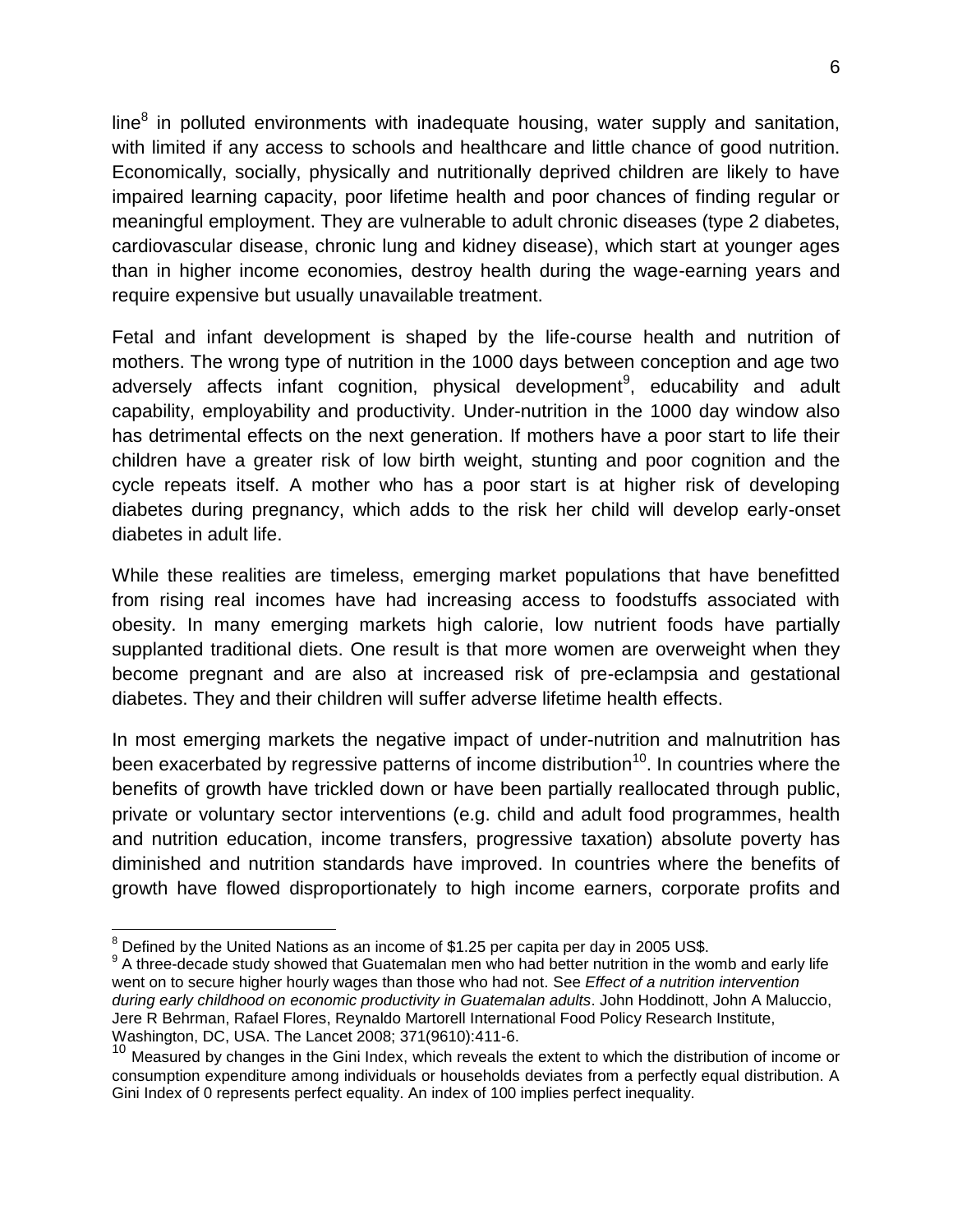line[8] in polluted environments with inadequate housing, water supply and sanitation, with limited if any access to schools and healthcare and little chance of good nutrition. Economically, socially, physically and nutritionally deprived children are likely to have impaired learning capacity, poor lifetime health and poor chances of finding regular or meaningful employment. They are vulnerable to adult chronic diseases (type 2 diabetes, cardiovascular disease, chronic lung and kidney disease), which start at younger ages than in higher income economies, destroy health during the wage-earning years and require expensive but usually unavailable treatment.

Fetal and infant development is shaped by the life-course health and nutrition of mothers. The wrong type of nutrition in the 1000 days between conception and age two adversely affects infant cognition, physical development[9], educability and adult capability, employability and productivity. Under-nutrition in the 1000 day window also has detrimental effects on the next generation. If mothers have a poor start to life their children have a greater risk of low birth weight, stunting and poor cognition and the cycle repeats itself. A mother who has a poor start is at higher risk of developing diabetes during pregnancy, which adds to the risk her child will develop early-onset diabetes in adult life.

While these realities are timeless, emerging market populations that have benefitted from rising real incomes have had increasing access to foodstuffs associated with obesity. In many emerging markets high calorie, low nutrient foods have partially supplanted traditional diets. One result is that more women are overweight when they become pregnant and are also at increased risk of pre-eclampsia and gestational diabetes. They and their children will suffer adverse lifetime health effects.

In most emerging markets the negative impact of under-nutrition and malnutrition has been exacerbated by regressive patterns of income distribution[10]. In countries where the benefits of growth have trickled down or have been partially reallocated through public, private or voluntary sector interventions (e.g. child and adult food programmes, health and nutrition education, income transfers, progressive taxation) absolute poverty has diminished and nutrition standards have improved. In countries where the benefits of growth have flowed disproportionately to high income earners, corporate profits and

---

[8] Defined by the United Nations as an income of $1.25 per capita per day in 2005 US$.

[9] A three-decade study showed that Guatemalan men who had better nutrition in the womb and early life went on to secure higher hourly wages than those who had not. See *Effect of a nutrition intervention during early childhood on economic productivity in Guatemalan adults*. John Hoddinott, John A Maluccio, Jere R Behrman, Rafael Flores, Reynaldo Martorell International Food Policy Research Institute, Washington, DC, USA. The Lancet 2008; 371(9610):411-6.

[10] Measured by changes in the Gini Index, which reveals the extent to which the distribution of income or consumption expenditure among individuals or households deviates from a perfectly equal distribution. A Gini Index of 0 represents perfect equality. An index of 100 implies perfect inequality.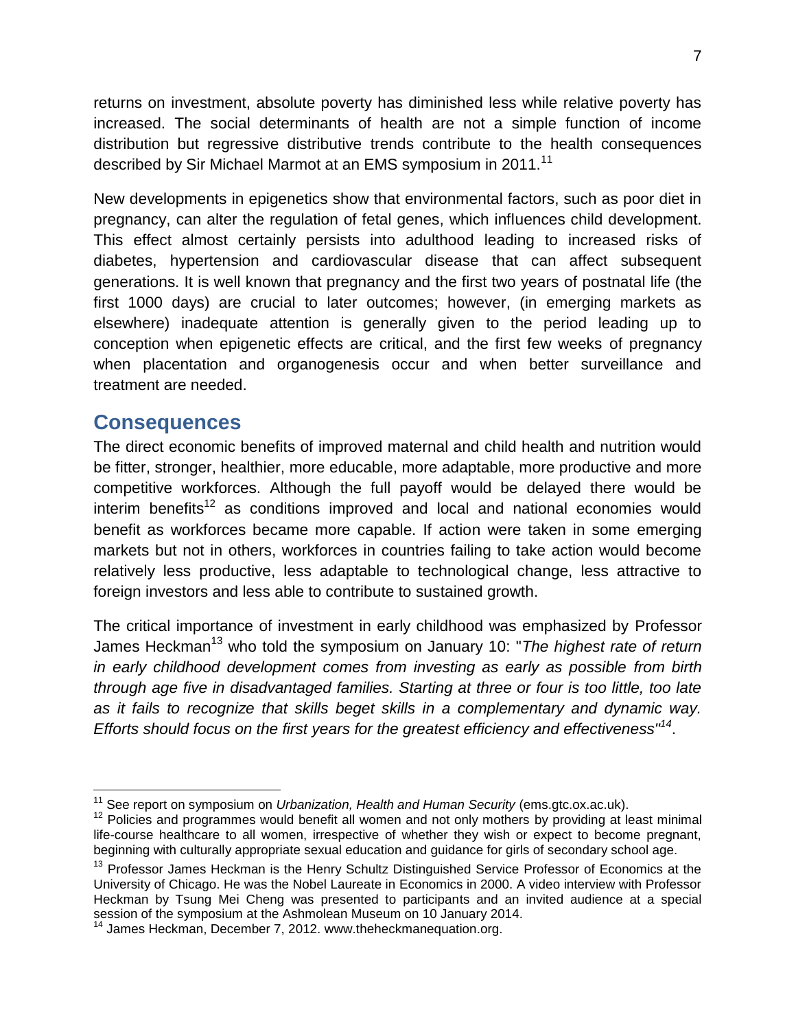returns on investment, absolute poverty has diminished less while relative poverty has increased. The social determinants of health are not a simple function of income distribution but regressive distributive trends contribute to the health consequences described by Sir Michael Marmot at an EMS symposium in 2011.[11]

New developments in epigenetics show that environmental factors, such as poor diet in pregnancy, can alter the regulation of fetal genes, which influences child development. This effect almost certainly persists into adulthood leading to increased risks of diabetes, hypertension and cardiovascular disease that can affect subsequent generations. It is well known that pregnancy and the first two years of postnatal life (the first 1000 days) are crucial to later outcomes; however, (in emerging markets as elsewhere) inadequate attention is generally given to the period leading up to conception when epigenetic effects are critical, and the first few weeks of pregnancy when placentation and organogenesis occur and when better surveillance and treatment are needed.

## Consequences

The direct economic benefits of improved maternal and child health and nutrition would be fitter, stronger, healthier, more educable, more adaptable, more productive and more competitive workforces. Although the full payoff would be delayed there would be interim benefits[12] as conditions improved and local and national economies would benefit as workforces became more capable. If action were taken in some emerging markets but not in others, workforces in countries failing to take action would become relatively less productive, less adaptable to technological change, less attractive to foreign investors and less able to contribute to sustained growth.

The critical importance of investment in early childhood was emphasized by Professor James Heckman[13] who told the symposium on January 10: "*The highest rate of return in early childhood development comes from investing as early as possible from birth through age five in disadvantaged families. Starting at three or four is too little, too late as it fails to recognize that skills beget skills in a complementary and dynamic way. Efforts should focus on the first years for the greatest efficiency and effectiveness"*[14].

---

[11] See report on symposium on *Urbanization, Health and Human Security* (ems.gtc.ox.ac.uk).

[12] Policies and programmes would benefit all women and not only mothers by providing at least minimal life-course healthcare to all women, irrespective of whether they wish or expect to become pregnant, beginning with culturally appropriate sexual education and guidance for girls of secondary school age.

[13] Professor James Heckman is the Henry Schultz Distinguished Service Professor of Economics at the University of Chicago. He was the Nobel Laureate in Economics in 2000. A video interview with Professor Heckman by Tsung Mei Cheng was presented to participants and an invited audience at a special session of the symposium at the Ashmolean Museum on 10 January 2014.

[14] James Heckman, December 7, 2012. www.theheckmanequation.org.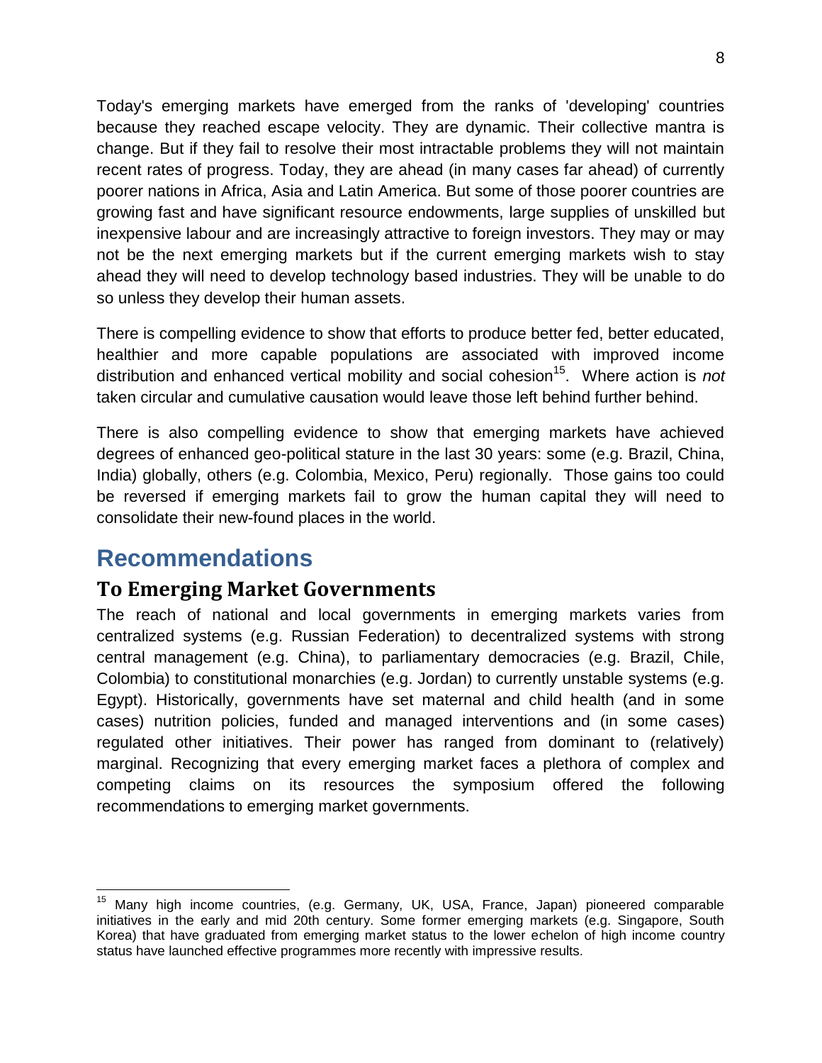Today's emerging markets have emerged from the ranks of 'developing' countries because they reached escape velocity. They are dynamic. Their collective mantra is change. But if they fail to resolve their most intractable problems they will not maintain recent rates of progress. Today, they are ahead (in many cases far ahead) of currently poorer nations in Africa, Asia and Latin America. But some of those poorer countries are growing fast and have significant resource endowments, large supplies of unskilled but inexpensive labour and are increasingly attractive to foreign investors. They may or may not be the next emerging markets but if the current emerging markets wish to stay ahead they will need to develop technology based industries. They will be unable to do so unless they develop their human assets.

There is compelling evidence to show that efforts to produce better fed, better educated, healthier and more capable populations are associated with improved income distribution and enhanced vertical mobility and social cohesion[15]. Where action is *not* taken circular and cumulative causation would leave those left behind further behind.

There is also compelling evidence to show that emerging markets have achieved degrees of enhanced geo-political stature in the last 30 years: some (e.g. Brazil, China, India) globally, others (e.g. Colombia, Mexico, Peru) regionally. Those gains too could be reversed if emerging markets fail to grow the human capital they will need to consolidate their new-found places in the world.

# Recommendations

## To Emerging Market Governments

The reach of national and local governments in emerging markets varies from centralized systems (e.g. Russian Federation) to decentralized systems with strong central management (e.g. China), to parliamentary democracies (e.g. Brazil, Chile, Colombia) to constitutional monarchies (e.g. Jordan) to currently unstable systems (e.g. Egypt). Historically, governments have set maternal and child health (and in some cases) nutrition policies, funded and managed interventions and (in some cases) regulated other initiatives. Their power has ranged from dominant to (relatively) marginal. Recognizing that every emerging market faces a plethora of complex and competing claims on its resources the symposium offered the following recommendations to emerging market governments.

---

[15] Many high income countries, (e.g. Germany, UK, USA, France, Japan) pioneered comparable initiatives in the early and mid 20th century. Some former emerging markets (e.g. Singapore, South Korea) that have graduated from emerging market status to the lower echelon of high income country status have launched effective programmes more recently with impressive results.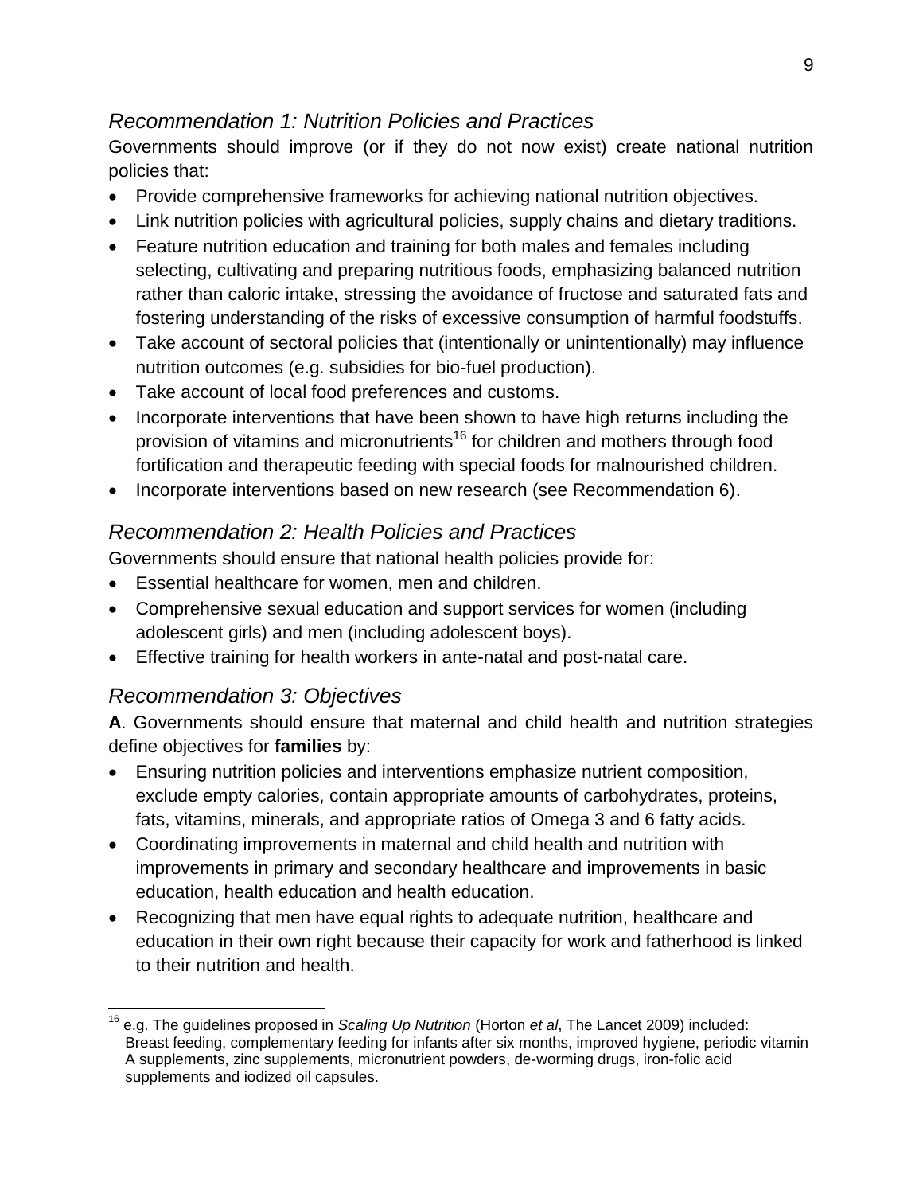## *Recommendation 1: Nutrition Policies and Practices*

Governments should improve (or if they do not now exist) create national nutrition policies that:

- Provide comprehensive frameworks for achieving national nutrition objectives.
- Link nutrition policies with agricultural policies, supply chains and dietary traditions.
- Feature nutrition education and training for both males and females including selecting, cultivating and preparing nutritious foods, emphasizing balanced nutrition rather than caloric intake, stressing the avoidance of fructose and saturated fats and fostering understanding of the risks of excessive consumption of harmful foodstuffs.
- Take account of sectoral policies that (intentionally or unintentionally) may influence nutrition outcomes (e.g. subsidies for bio-fuel production).
- Take account of local food preferences and customs.
- Incorporate interventions that have been shown to have high returns including the provision of vitamins and micronutrients[16] for children and mothers through food fortification and therapeutic feeding with special foods for malnourished children.
- Incorporate interventions based on new research (see Recommendation 6).

## *Recommendation 2: Health Policies and Practices*

Governments should ensure that national health policies provide for:

- Essential healthcare for women, men and children.
- Comprehensive sexual education and support services for women (including adolescent girls) and men (including adolescent boys).
- Effective training for health workers in ante-natal and post-natal care.

## *Recommendation 3: Objectives*

**A**. Governments should ensure that maternal and child health and nutrition strategies define objectives for **families** by:

- Ensuring nutrition policies and interventions emphasize nutrient composition, exclude empty calories, contain appropriate amounts of carbohydrates, proteins, fats, vitamins, minerals, and appropriate ratios of Omega 3 and 6 fatty acids.
- Coordinating improvements in maternal and child health and nutrition with improvements in primary and secondary healthcare and improvements in basic education, health education and health education.
- Recognizing that men have equal rights to adequate nutrition, healthcare and education in their own right because their capacity for work and fatherhood is linked to their nutrition and health.

---

[16] e.g. The guidelines proposed in *Scaling Up Nutrition* (Horton *et al*, The Lancet 2009) included: Breast feeding, complementary feeding for infants after six months, improved hygiene, periodic vitamin A supplements, zinc supplements, micronutrient powders, de-worming drugs, iron-folic acid supplements and iodized oil capsules.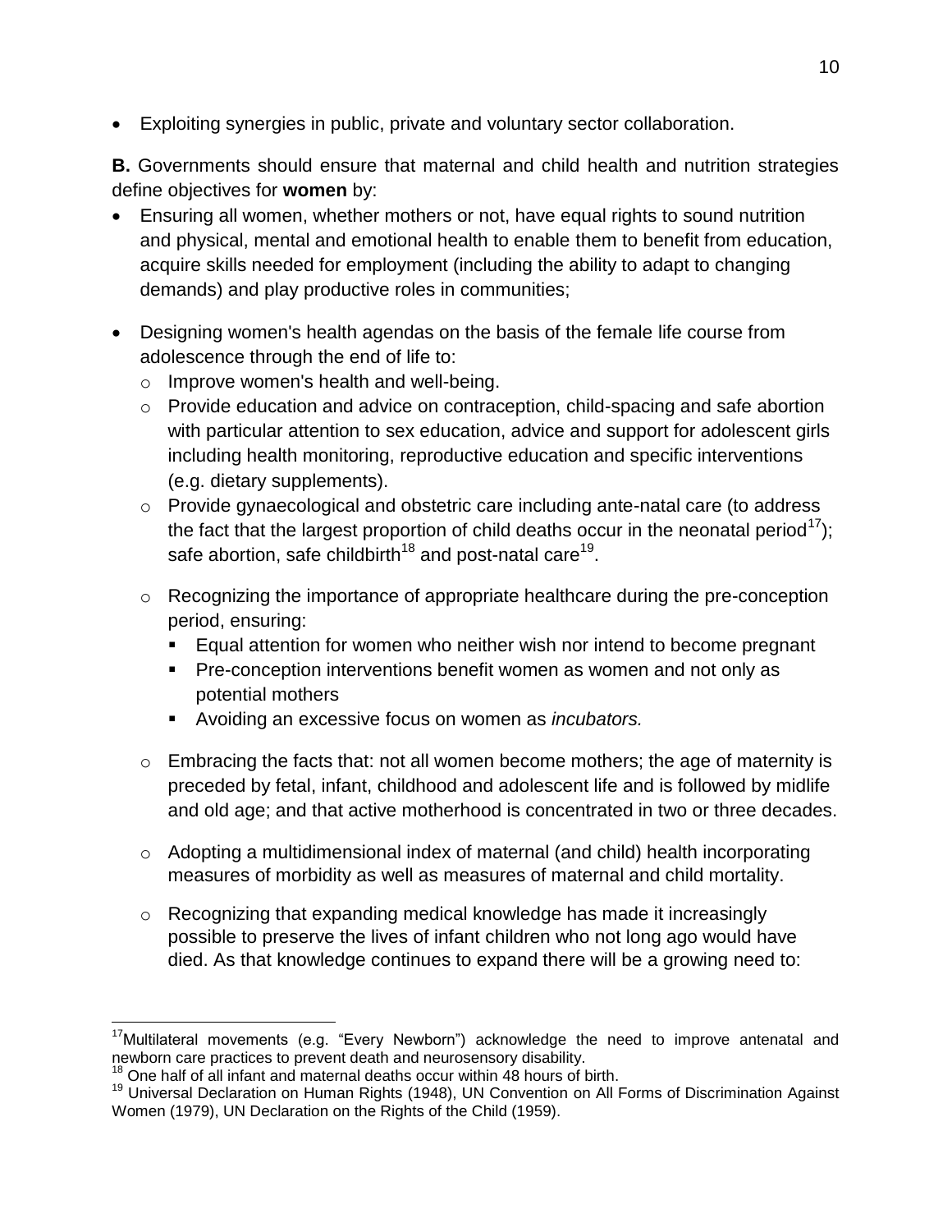- Exploiting synergies in public, private and voluntary sector collaboration.

**B.** Governments should ensure that maternal and child health and nutrition strategies define objectives for **women** by:

- Ensuring all women, whether mothers or not, have equal rights to sound nutrition and physical, mental and emotional health to enable them to benefit from education, acquire skills needed for employment (including the ability to adapt to changing demands) and play productive roles in communities;

- Designing women's health agendas on the basis of the female life course from adolescence through the end of life to:
  - Improve women's health and well-being.
  - Provide education and advice on contraception, child-spacing and safe abortion with particular attention to sex education, advice and support for adolescent girls including health monitoring, reproductive education and specific interventions (e.g. dietary supplements).
  - Provide gynaecological and obstetric care including ante-natal care (to address the fact that the largest proportion of child deaths occur in the neonatal period[17]); safe abortion, safe childbirth[18] and post-natal care[19].

  - Recognizing the importance of appropriate healthcare during the pre-conception period, ensuring:
    - Equal attention for women who neither wish nor intend to become pregnant
    - Pre-conception interventions benefit women as women and not only as potential mothers
    - Avoiding an excessive focus on women as *incubators.*

  - Embracing the facts that: not all women become mothers; the age of maternity is preceded by fetal, infant, childhood and adolescent life and is followed by midlife and old age; and that active motherhood is concentrated in two or three decades.

  - Adopting a multidimensional index of maternal (and child) health incorporating measures of morbidity as well as measures of maternal and child mortality.

  - Recognizing that expanding medical knowledge has made it increasingly possible to preserve the lives of infant children who not long ago would have died. As that knowledge continues to expand there will be a growing need to:

---

[17] Multilateral movements (e.g. "Every Newborn") acknowledge the need to improve antenatal and newborn care practices to prevent death and neurosensory disability.

[18] One half of all infant and maternal deaths occur within 48 hours of birth.

[19] Universal Declaration on Human Rights (1948), UN Convention on All Forms of Discrimination Against Women (1979), UN Declaration on the Rights of the Child (1959).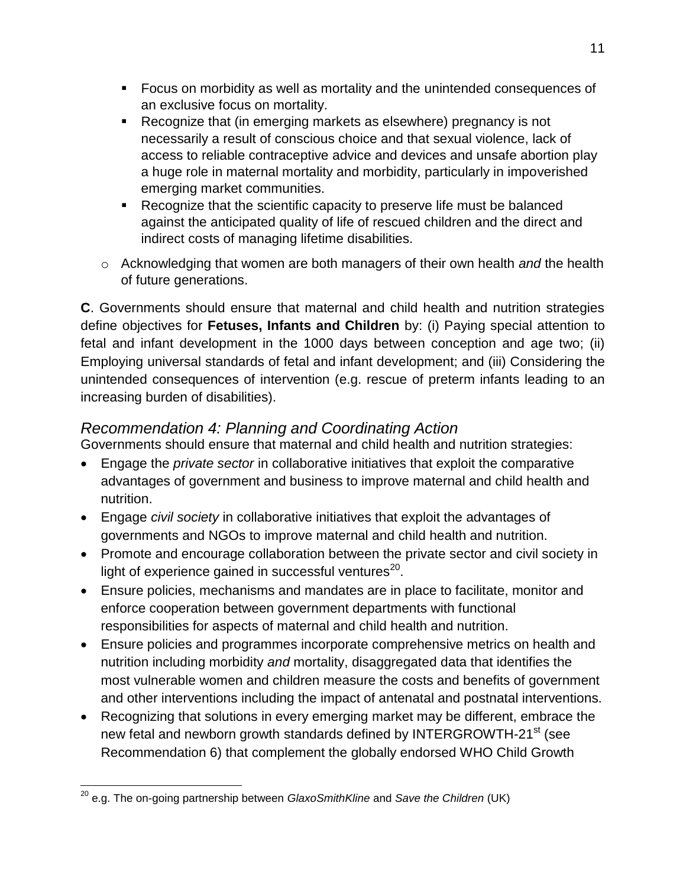- Focus on morbidity as well as mortality and the unintended consequences of an exclusive focus on mortality.
    - Recognize that (in emerging markets as elsewhere) pregnancy is not necessarily a result of conscious choice and that sexual violence, lack of access to reliable contraceptive advice and devices and unsafe abortion play a huge role in maternal mortality and morbidity, particularly in impoverished emerging market communities.
    - Recognize that the scientific capacity to preserve life must be balanced against the anticipated quality of life of rescued children and the direct and indirect costs of managing lifetime disabilities.
  - Acknowledging that women are both managers of their own health *and* the health of future generations.

**C**. Governments should ensure that maternal and child health and nutrition strategies define objectives for **Fetuses, Infants and Children** by: (i) Paying special attention to fetal and infant development in the 1000 days between conception and age two; (ii) Employing universal standards of fetal and infant development; and (iii) Considering the unintended consequences of intervention (e.g. rescue of preterm infants leading to an increasing burden of disabilities).

## *Recommendation 4: Planning and Coordinating Action*

Governments should ensure that maternal and child health and nutrition strategies:

- Engage the *private sector* in collaborative initiatives that exploit the comparative advantages of government and business to improve maternal and child health and nutrition.
- Engage *civil society* in collaborative initiatives that exploit the advantages of governments and NGOs to improve maternal and child health and nutrition.
- Promote and encourage collaboration between the private sector and civil society in light of experience gained in successful ventures[20].
- Ensure policies, mechanisms and mandates are in place to facilitate, monitor and enforce cooperation between government departments with functional responsibilities for aspects of maternal and child health and nutrition.
- Ensure policies and programmes incorporate comprehensive metrics on health and nutrition including morbidity *and* mortality, disaggregated data that identifies the most vulnerable women and children measure the costs and benefits of government and other interventions including the impact of antenatal and postnatal interventions.
- Recognizing that solutions in every emerging market may be different, embrace the new fetal and newborn growth standards defined by INTERGROWTH-21[st] (see Recommendation 6) that complement the globally endorsed WHO Child Growth

[20] e.g. The on-going partnership between *GlaxoSmithKline* and *Save the Children* (UK)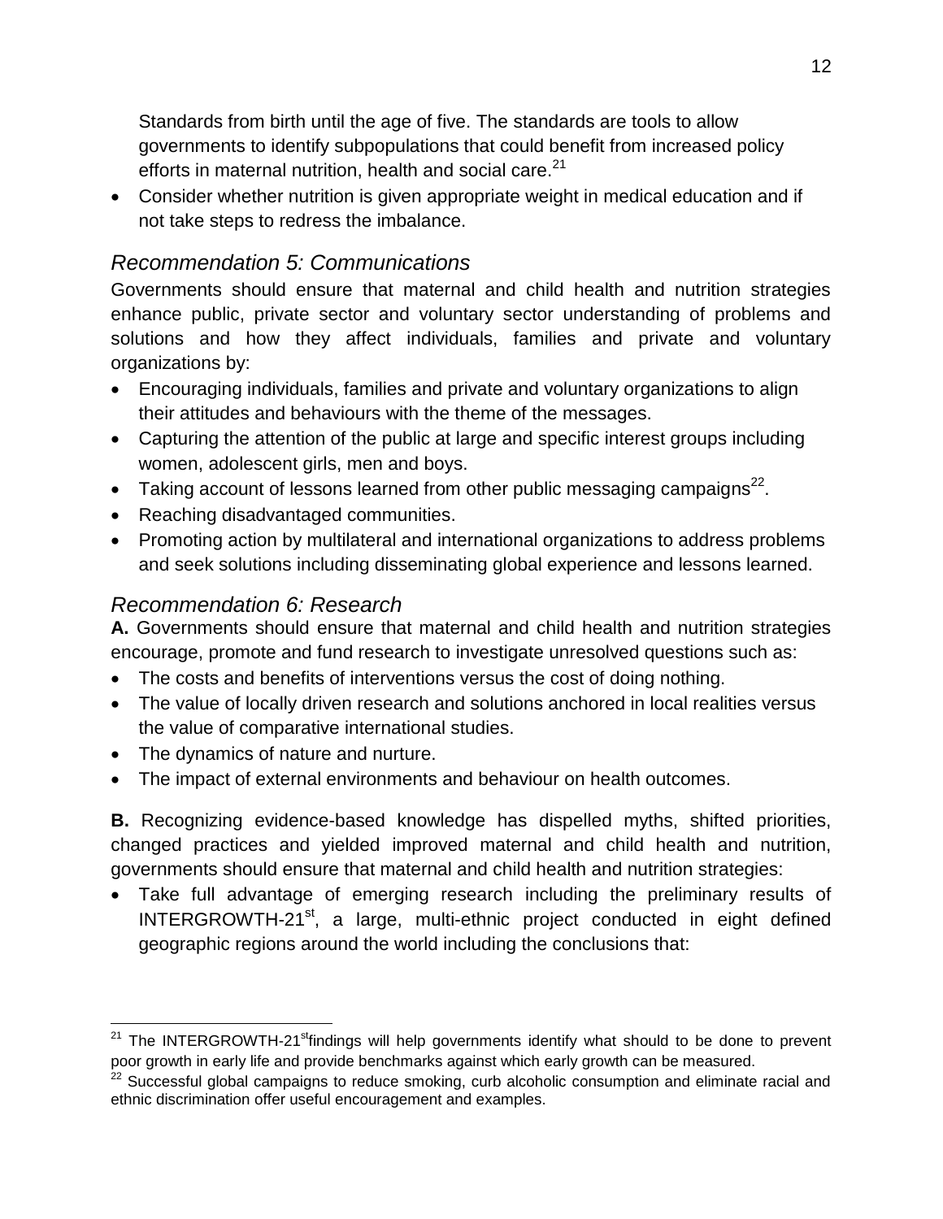Standards from birth until the age of five. The standards are tools to allow governments to identify subpopulations that could benefit from increased policy efforts in maternal nutrition, health and social care.[21]

- Consider whether nutrition is given appropriate weight in medical education and if not take steps to redress the imbalance.

### *Recommendation 5: Communications*

Governments should ensure that maternal and child health and nutrition strategies enhance public, private sector and voluntary sector understanding of problems and solutions and how they affect individuals, families and private and voluntary organizations by:

- Encouraging individuals, families and private and voluntary organizations to align their attitudes and behaviours with the theme of the messages.
- Capturing the attention of the public at large and specific interest groups including women, adolescent girls, men and boys.
- Taking account of lessons learned from other public messaging campaigns[22].
- Reaching disadvantaged communities.
- Promoting action by multilateral and international organizations to address problems and seek solutions including disseminating global experience and lessons learned.

### *Recommendation 6: Research*

**A.** Governments should ensure that maternal and child health and nutrition strategies encourage, promote and fund research to investigate unresolved questions such as:

- The costs and benefits of interventions versus the cost of doing nothing.
- The value of locally driven research and solutions anchored in local realities versus the value of comparative international studies.
- The dynamics of nature and nurture.
- The impact of external environments and behaviour on health outcomes.

**B.** Recognizing evidence-based knowledge has dispelled myths, shifted priorities, changed practices and yielded improved maternal and child health and nutrition, governments should ensure that maternal and child health and nutrition strategies:

- Take full advantage of emerging research including the preliminary results of INTERGROWTH-21st, a large, multi-ethnic project conducted in eight defined geographic regions around the world including the conclusions that:

---

[21] The INTERGROWTH-21st findings will help governments identify what should to be done to prevent poor growth in early life and provide benchmarks against which early growth can be measured.

[22] Successful global campaigns to reduce smoking, curb alcoholic consumption and eliminate racial and ethnic discrimination offer useful encouragement and examples.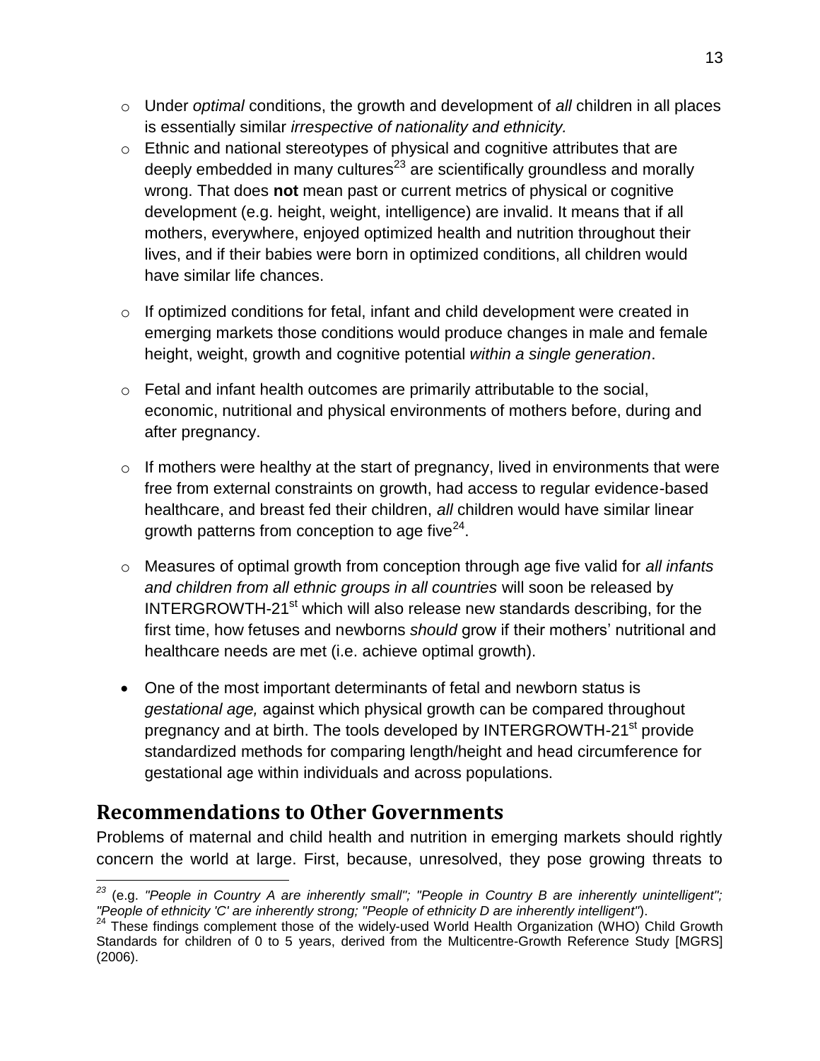- Under *optimal* conditions, the growth and development of *all* children in all places is essentially similar *irrespective of nationality and ethnicity.*
- Ethnic and national stereotypes of physical and cognitive attributes that are deeply embedded in many cultures[23] are scientifically groundless and morally wrong. That does **not** mean past or current metrics of physical or cognitive development (e.g. height, weight, intelligence) are invalid. It means that if all mothers, everywhere, enjoyed optimized health and nutrition throughout their lives, and if their babies were born in optimized conditions, all children would have similar life chances.
- If optimized conditions for fetal, infant and child development were created in emerging markets those conditions would produce changes in male and female height, weight, growth and cognitive potential *within a single generation*.
- Fetal and infant health outcomes are primarily attributable to the social, economic, nutritional and physical environments of mothers before, during and after pregnancy.
- If mothers were healthy at the start of pregnancy, lived in environments that were free from external constraints on growth, had access to regular evidence-based healthcare, and breast fed their children, *all* children would have similar linear growth patterns from conception to age five[24].
- Measures of optimal growth from conception through age five valid for *all infants and children from all ethnic groups in all countries* will soon be released by INTERGROWTH-21st which will also release new standards describing, for the first time, how fetuses and newborns *should* grow if their mothers' nutritional and healthcare needs are met (i.e. achieve optimal growth).

- One of the most important determinants of fetal and newborn status is *gestational age,* against which physical growth can be compared throughout pregnancy and at birth. The tools developed by INTERGROWTH-21st provide standardized methods for comparing length/height and head circumference for gestational age within individuals and across populations.

## Recommendations to Other Governments

Problems of maternal and child health and nutrition in emerging markets should rightly concern the world at large. First, because, unresolved, they pose growing threats to

---

[23] (e.g. *"People in Country A are inherently small"; "People in Country B are inherently unintelligent"; "People of ethnicity 'C' are inherently strong; "People of ethnicity D are inherently intelligent"*).

[24] These findings complement those of the widely-used World Health Organization (WHO) Child Growth Standards for children of 0 to 5 years, derived from the Multicentre-Growth Reference Study [MGRS] (2006).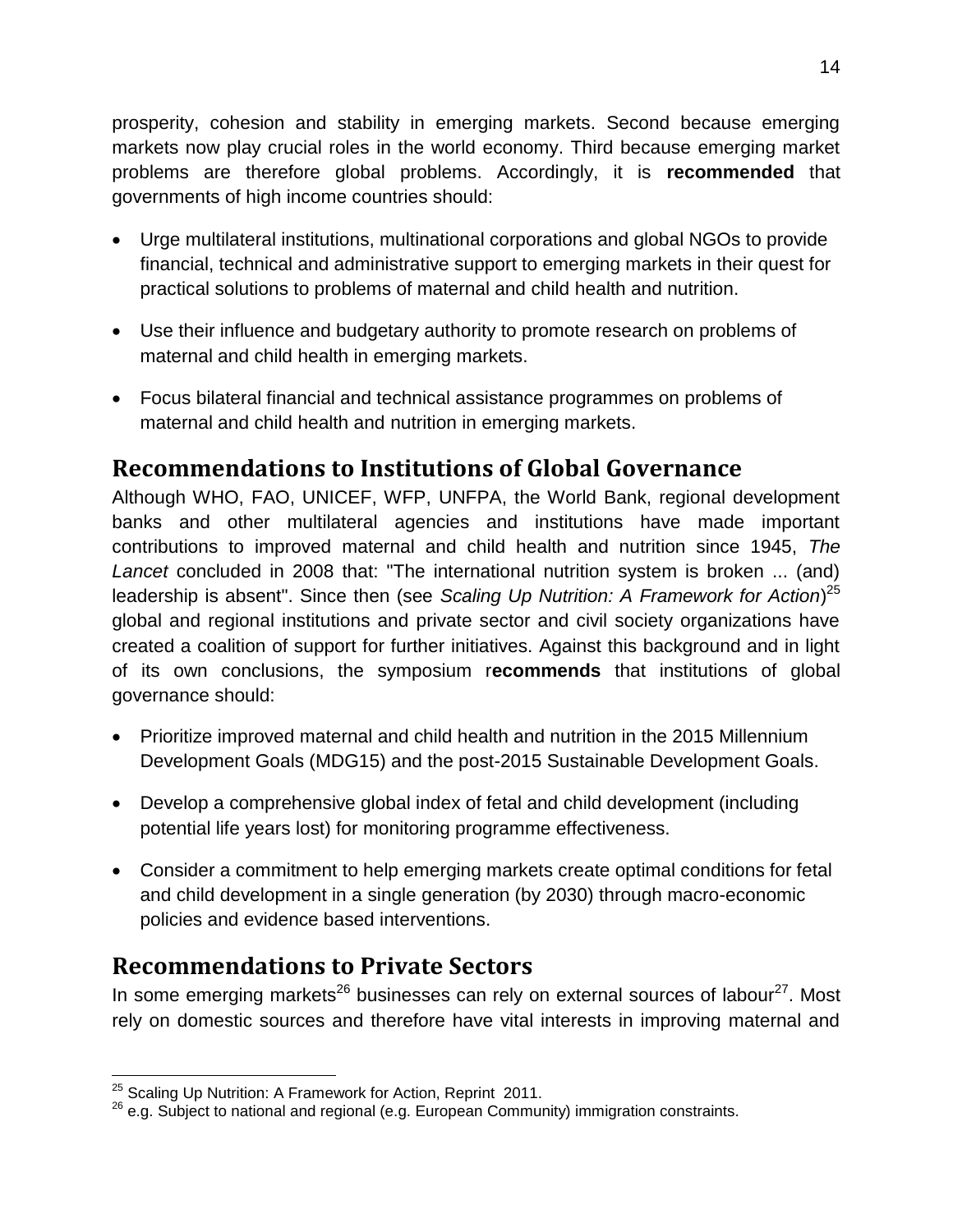prosperity, cohesion and stability in emerging markets. Second because emerging markets now play crucial roles in the world economy. Third because emerging market problems are therefore global problems. Accordingly, it is **recommended** that governments of high income countries should:

- Urge multilateral institutions, multinational corporations and global NGOs to provide financial, technical and administrative support to emerging markets in their quest for practical solutions to problems of maternal and child health and nutrition.
- Use their influence and budgetary authority to promote research on problems of maternal and child health in emerging markets.
- Focus bilateral financial and technical assistance programmes on problems of maternal and child health and nutrition in emerging markets.

## Recommendations to Institutions of Global Governance

Although WHO, FAO, UNICEF, WFP, UNFPA, the World Bank, regional development banks and other multilateral agencies and institutions have made important contributions to improved maternal and child health and nutrition since 1945, *The Lancet* concluded in 2008 that: "The international nutrition system is broken ... (and) leadership is absent". Since then (see *Scaling Up Nutrition: A Framework for Action*)[25] global and regional institutions and private sector and civil society organizations have created a coalition of support for further initiatives. Against this background and in light of its own conclusions, the symposium r**ecommends** that institutions of global governance should:

- Prioritize improved maternal and child health and nutrition in the 2015 Millennium Development Goals (MDG15) and the post-2015 Sustainable Development Goals.
- Develop a comprehensive global index of fetal and child development (including potential life years lost) for monitoring programme effectiveness.
- Consider a commitment to help emerging markets create optimal conditions for fetal and child development in a single generation (by 2030) through macro-economic policies and evidence based interventions.

## Recommendations to Private Sectors

In some emerging markets[26] businesses can rely on external sources of labour[27]. Most rely on domestic sources and therefore have vital interests in improving maternal and

---

[25] Scaling Up Nutrition: A Framework for Action, Reprint 2011.

[26] e.g. Subject to national and regional (e.g. European Community) immigration constraints.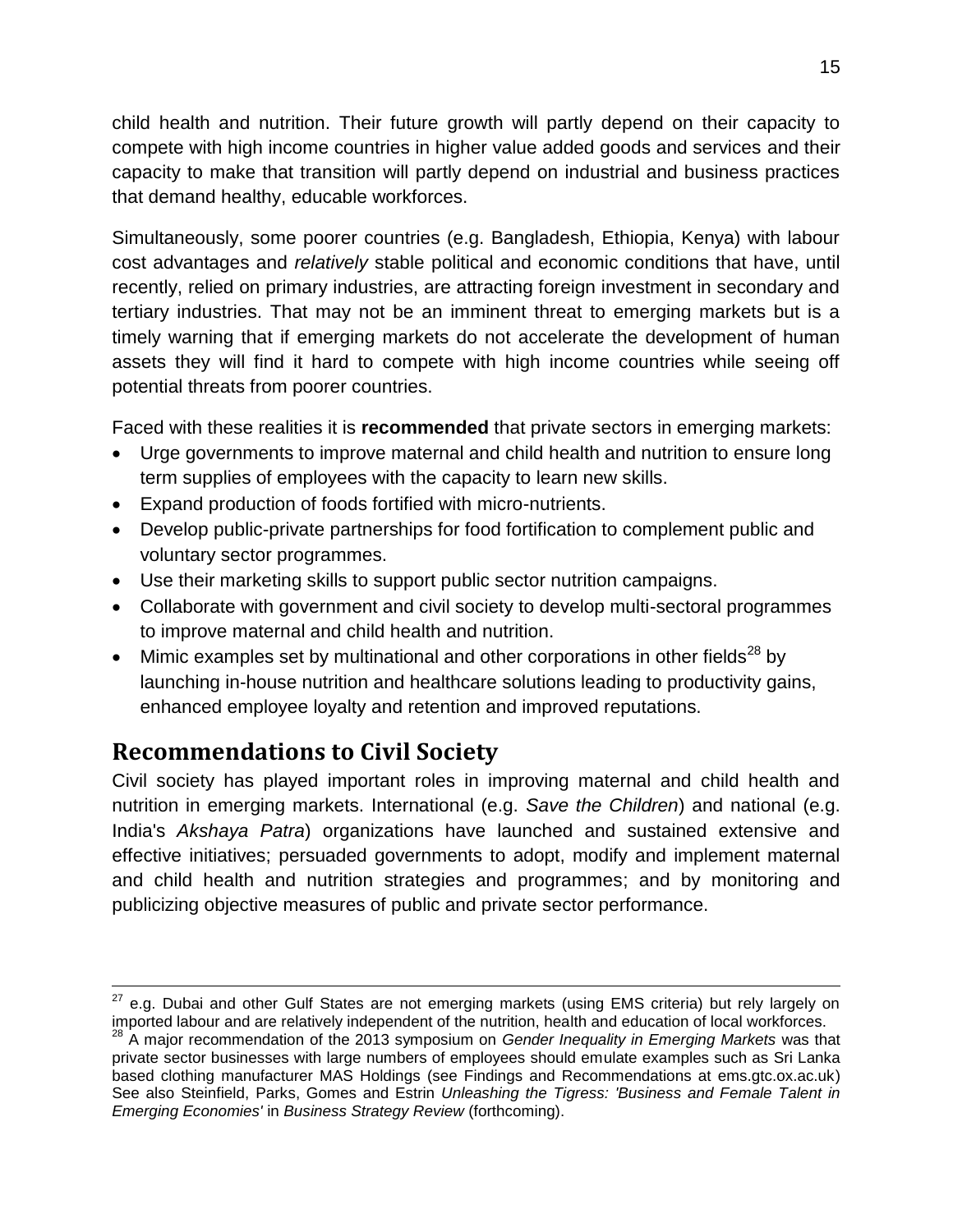child health and nutrition. Their future growth will partly depend on their capacity to compete with high income countries in higher value added goods and services and their capacity to make that transition will partly depend on industrial and business practices that demand healthy, educable workforces.

Simultaneously, some poorer countries (e.g. Bangladesh, Ethiopia, Kenya) with labour cost advantages and *relatively* stable political and economic conditions that have, until recently, relied on primary industries, are attracting foreign investment in secondary and tertiary industries. That may not be an imminent threat to emerging markets but is a timely warning that if emerging markets do not accelerate the development of human assets they will find it hard to compete with high income countries while seeing off potential threats from poorer countries.

Faced with these realities it is **recommended** that private sectors in emerging markets:

- Urge governments to improve maternal and child health and nutrition to ensure long term supplies of employees with the capacity to learn new skills.
- Expand production of foods fortified with micro-nutrients.
- Develop public-private partnerships for food fortification to complement public and voluntary sector programmes.
- Use their marketing skills to support public sector nutrition campaigns.
- Collaborate with government and civil society to develop multi-sectoral programmes to improve maternal and child health and nutrition.
- Mimic examples set by multinational and other corporations in other fields[28] by launching in-house nutrition and healthcare solutions leading to productivity gains, enhanced employee loyalty and retention and improved reputations.

## Recommendations to Civil Society

Civil society has played important roles in improving maternal and child health and nutrition in emerging markets. International (e.g. *Save the Children*) and national (e.g. India's *Akshaya Patra*) organizations have launched and sustained extensive and effective initiatives; persuaded governments to adopt, modify and implement maternal and child health and nutrition strategies and programmes; and by monitoring and publicizing objective measures of public and private sector performance.

---

[27] e.g. Dubai and other Gulf States are not emerging markets (using EMS criteria) but rely largely on imported labour and are relatively independent of the nutrition, health and education of local workforces.

[28] A major recommendation of the 2013 symposium on *Gender Inequality in Emerging Markets* was that private sector businesses with large numbers of employees should emulate examples such as Sri Lanka based clothing manufacturer MAS Holdings (see Findings and Recommendations at ems.gtc.ox.ac.uk) See also Steinfield, Parks, Gomes and Estrin *Unleashing the Tigress: 'Business and Female Talent in Emerging Economies'* in *Business Strategy Review* (forthcoming).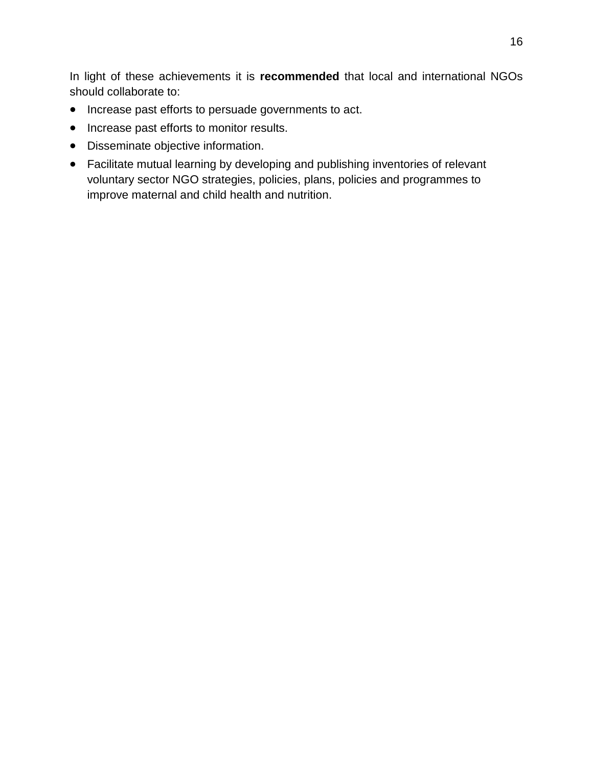In light of these achievements it is **recommended** that local and international NGOs should collaborate to:

- Increase past efforts to persuade governments to act.
- Increase past efforts to monitor results.
- Disseminate objective information.
- Facilitate mutual learning by developing and publishing inventories of relevant voluntary sector NGO strategies, policies, plans, policies and programmes to improve maternal and child health and nutrition.